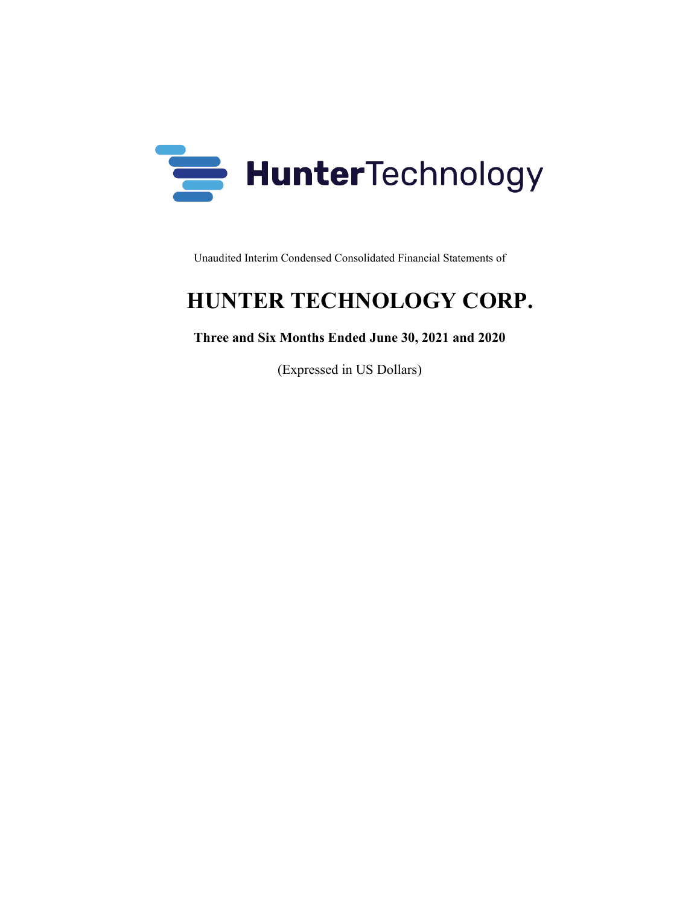HunterTechnology

Unaudited Interim Condensed Consolidated Financial Statements of

# HUNTER TECHNOLOGY CORP.

**Three and Six Months Ended June 30, 2021 and 2020**

(Expressed in US Dollars)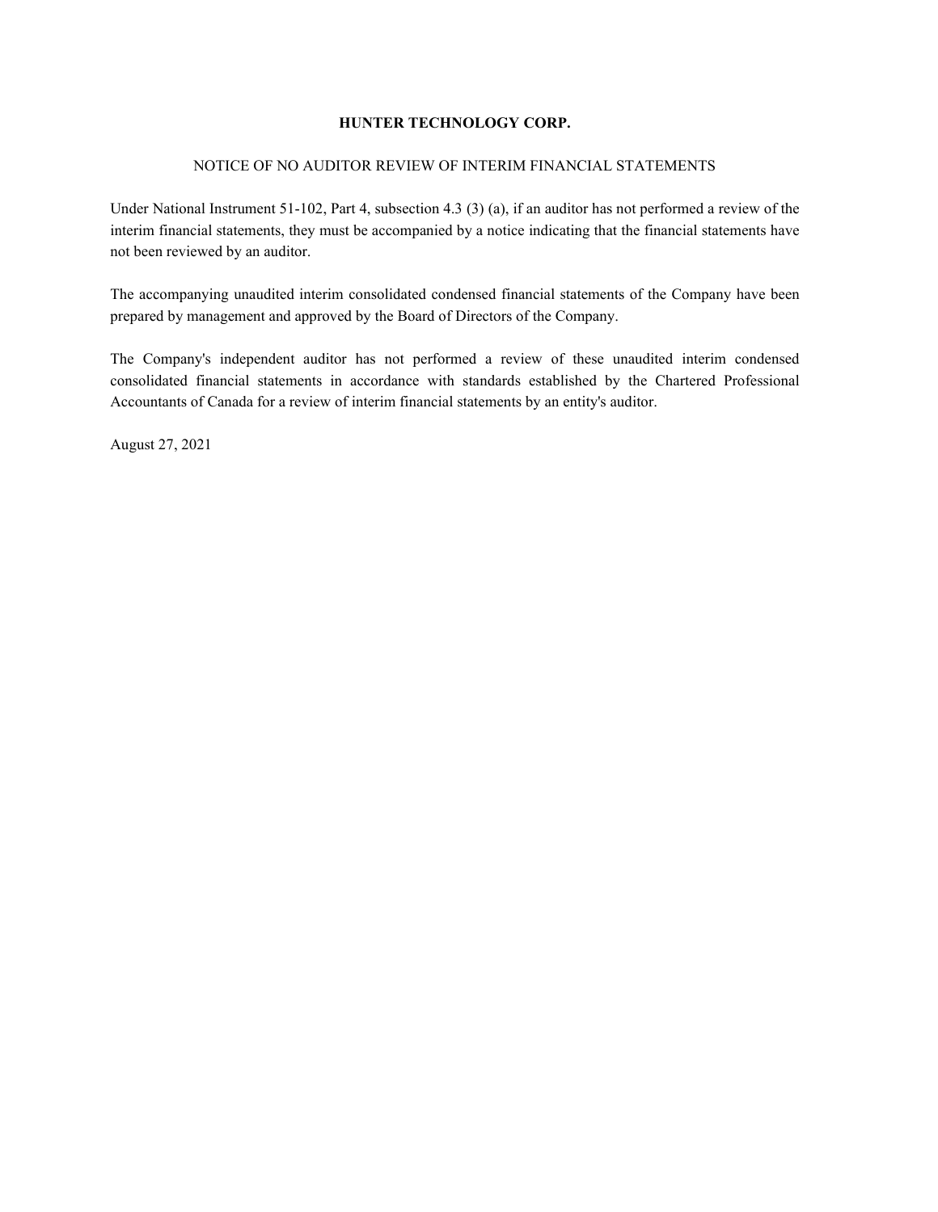# HUNTER TECHNOLOGY CORP.

## NOTICE OF NO AUDITOR REVIEW OF INTERIM FINANCIAL STATEMENTS

Under National Instrument 51-102, Part 4, subsection 4.3 (3) (a), if an auditor has not performed a review of the interim financial statements, they must be accompanied by a notice indicating that the financial statements have not been reviewed by an auditor.

The accompanying unaudited interim consolidated condensed financial statements of the Company have been prepared by management and approved by the Board of Directors of the Company.

The Company's independent auditor has not performed a review of these unaudited interim condensed consolidated financial statements in accordance with standards established by the Chartered Professional Accountants of Canada for a review of interim financial statements by an entity's auditor.

August 27, 2021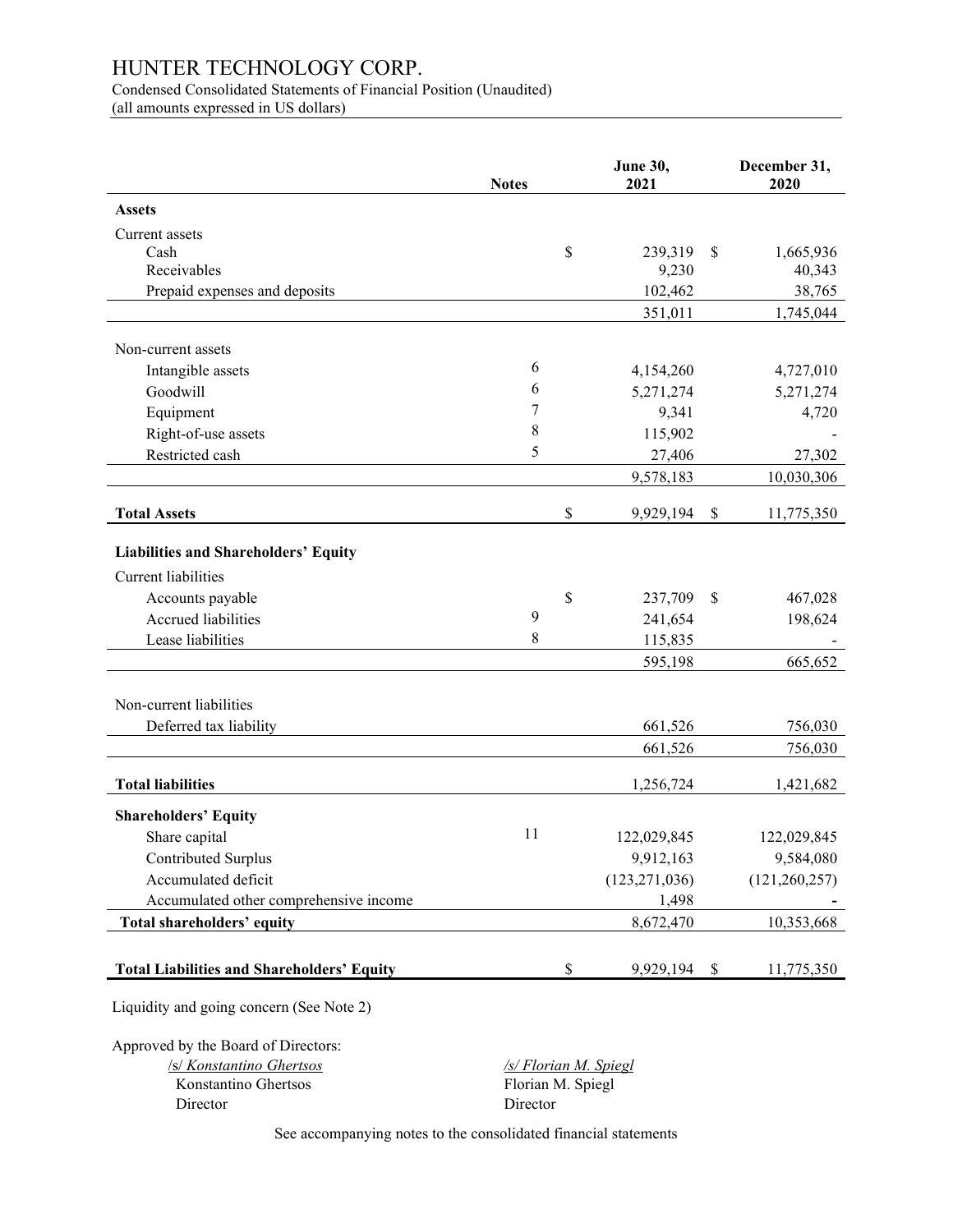# HUNTER TECHNOLOGY CORP.

Condensed Consolidated Statements of Financial Position (Unaudited)
(all amounts expressed in US dollars)

| | Notes | June 30, 2021 | December 31, 2020 |
|---|---|---|---|
| **Assets** | | | |
| Current assets | | | |
| Cash | | $ 239,319 | $ 1,665,936 |
| Receivables | | 9,230 | 40,343 |
| Prepaid expenses and deposits | | 102,462 | 38,765 |
| | | 351,011 | 1,745,044 |
| Non-current assets | | | |
| Intangible assets | 6 | 4,154,260 | 4,727,010 |
| Goodwill | 6 | 5,271,274 | 5,271,274 |
| Equipment | 7 | 9,341 | 4,720 |
| Right-of-use assets | 8 | 115,902 | - |
| Restricted cash | 5 | 27,406 | 27,302 |
| | | 9,578,183 | 10,030,306 |
| **Total Assets** | | $ 9,929,194 | $ 11,775,350 |
| **Liabilities and Shareholders' Equity** | | | |
| Current liabilities | | | |
| Accounts payable | | $ 237,709 | $ 467,028 |
| Accrued liabilities | 9 | 241,654 | 198,624 |
| Lease liabilities | 8 | 115,835 | - |
| | | 595,198 | 665,652 |
| Non-current liabilities | | | |
| Deferred tax liability | | 661,526 | 756,030 |
| | | 661,526 | 756,030 |
| **Total liabilities** | | 1,256,724 | 1,421,682 |
| **Shareholders' Equity** | | | |
| Share capital | 11 | 122,029,845 | 122,029,845 |
| Contributed Surplus | | 9,912,163 | 9,584,080 |
| Accumulated deficit | | (123,271,036) | (121,260,257) |
| Accumulated other comprehensive income | | 1,498 | - |
| **Total shareholders' equity** | | 8,672,470 | 10,353,668 |
| **Total Liabilities and Shareholders' Equity** | | $ 9,929,194 | $ 11,775,350 |

Liquidity and going concern (See Note 2)

Approved by the Board of Directors:

| | |
|---|---|
| /s/ *Konstantino Ghertsos* | */s/ Florian M. Spiegl* |
| Konstantino Ghertsos | Florian M. Spiegl |
| Director | Director |

See accompanying notes to the consolidated financial statements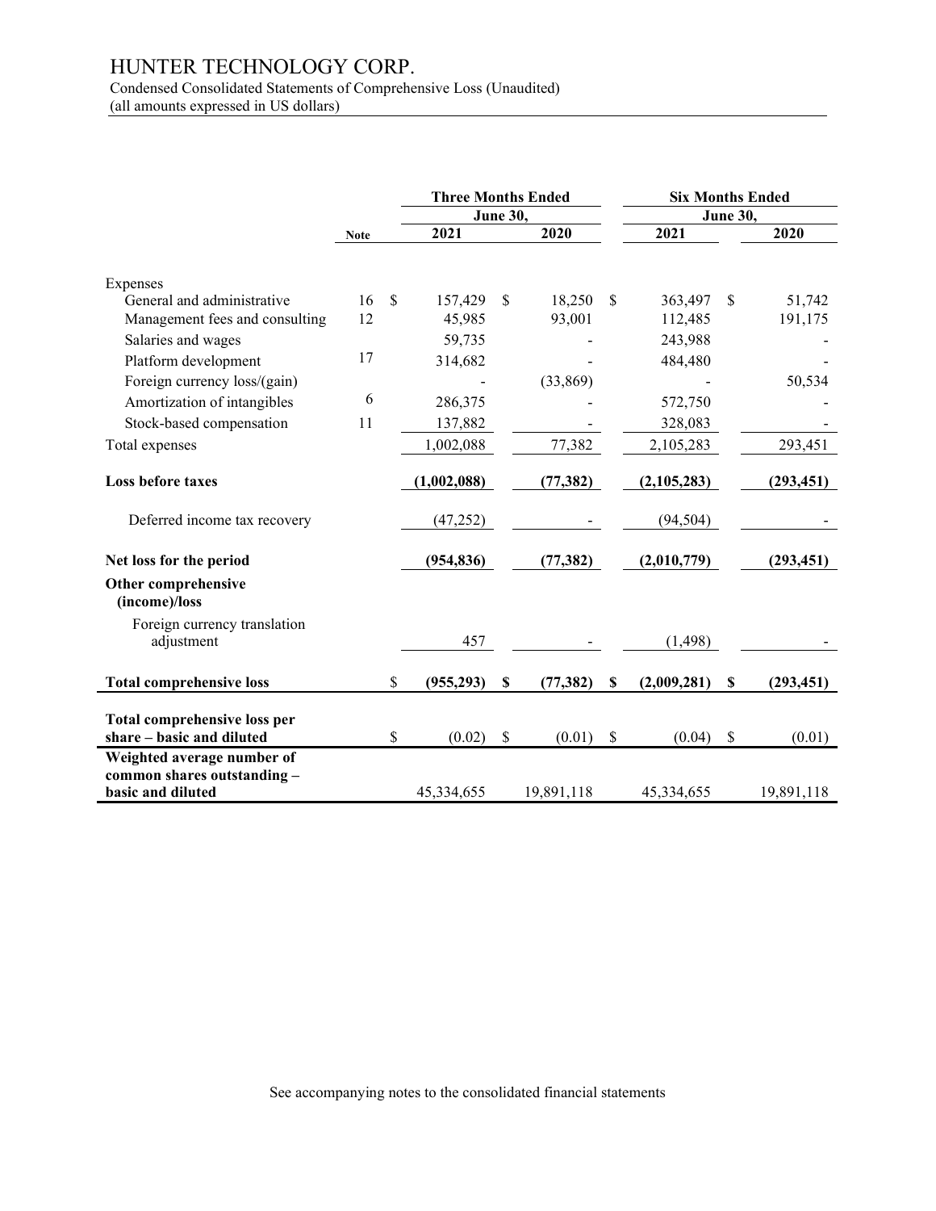# HUNTER TECHNOLOGY CORP.

Condensed Consolidated Statements of Comprehensive Loss (Unaudited)
(all amounts expressed in US dollars)

| | Note | Three Months Ended June 30, 2021 | Three Months Ended June 30, 2020 | Six Months Ended June 30, 2021 | Six Months Ended June 30, 2020 |
|---|---|---|---|---|---|
| Expenses | | | | | |
| General and administrative | 16 | $ 157,429 | $ 18,250 | $ 363,497 | $ 51,742 |
| Management fees and consulting | 12 | 45,985 | 93,001 | 112,485 | 191,175 |
| Salaries and wages | | 59,735 | - | 243,988 | - |
| Platform development | 17 | 314,682 | - | 484,480 | - |
| Foreign currency loss/(gain) | | - | (33,869) | - | 50,534 |
| Amortization of intangibles | 6 | 286,375 | - | 572,750 | - |
| Stock-based compensation | 11 | 137,882 | - | 328,083 | - |
| Total expenses | | 1,002,088 | 77,382 | 2,105,283 | 293,451 |
| **Loss before taxes** | | **(1,002,088)** | **(77,382)** | **(2,105,283)** | **(293,451)** |
| Deferred income tax recovery | | (47,252) | - | (94,504) | - |
| **Net loss for the period** | | **(954,836)** | **(77,382)** | **(2,010,779)** | **(293,451)** |
| **Other comprehensive (income)/loss** | | | | | |
| Foreign currency translation adjustment | | 457 | - | (1,498) | - |
| **Total comprehensive loss** | | **$ (955,293)** | **$ (77,382)** | **$ (2,009,281)** | **$ (293,451)** |
| **Total comprehensive loss per share – basic and diluted** | | $ (0.02) | $ (0.01) | $ (0.04) | $ (0.01) |
| **Weighted average number of common shares outstanding – basic and diluted** | | 45,334,655 | 19,891,118 | 45,334,655 | 19,891,118 |

See accompanying notes to the consolidated financial statements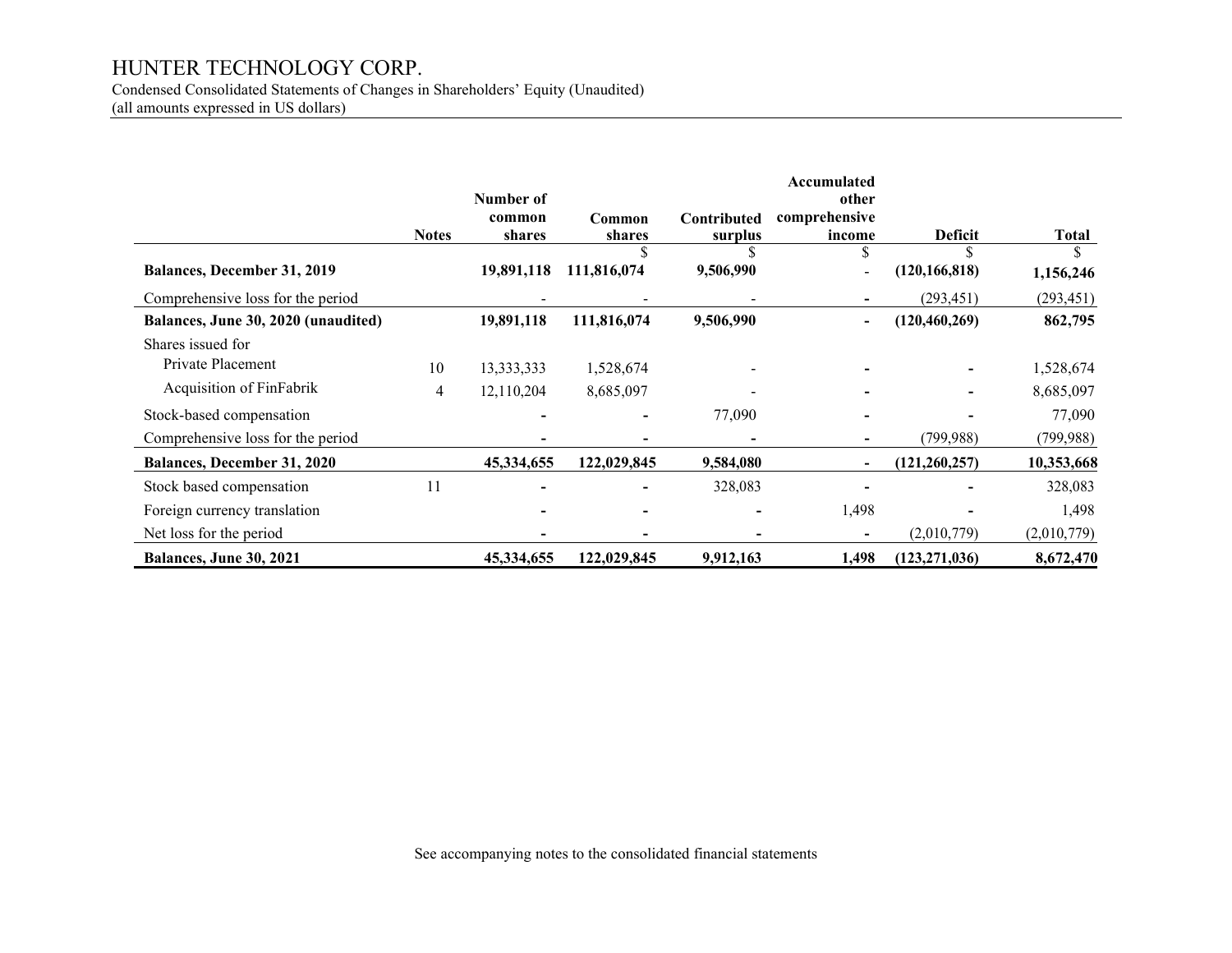# HUNTER TECHNOLOGY CORP.

Condensed Consolidated Statements of Changes in Shareholders' Equity (Unaudited)
(all amounts expressed in US dollars)

| | Notes | Number of common shares | Common shares | Contributed surplus | Accumulated other comprehensive income | Deficit | Total |
|---|---|---|---|---|---|---|---|
| | | | $ | $ | $ | $ | $ |
| **Balances, December 31, 2019** | | **19,891,118** | **111,816,074** | **9,506,990** | - | **(120,166,818)** | **1,156,246** |
| Comprehensive loss for the period | | - | - | - | - | (293,451) | (293,451) |
| **Balances, June 30, 2020 (unaudited)** | | **19,891,118** | **111,816,074** | **9,506,990** | - | **(120,460,269)** | **862,795** |
| Shares issued for | | | | | | | |
| Private Placement | 10 | 13,333,333 | 1,528,674 | - | - | - | 1,528,674 |
| Acquisition of FinFabrik | 4 | 12,110,204 | 8,685,097 | - | - | - | 8,685,097 |
| Stock-based compensation | | - | - | 77,090 | - | - | 77,090 |
| Comprehensive loss for the period | | - | - | - | - | (799,988) | (799,988) |
| **Balances, December 31, 2020** | | **45,334,655** | **122,029,845** | **9,584,080** | - | **(121,260,257)** | **10,353,668** |
| Stock based compensation | 11 | - | - | 328,083 | - | - | 328,083 |
| Foreign currency translation | | - | - | - | 1,498 | - | 1,498 |
| Net loss for the period | | - | - | - | - | (2,010,779) | (2,010,779) |
| **Balances, June 30, 2021** | | **45,334,655** | **122,029,845** | **9,912,163** | **1,498** | **(123,271,036)** | **8,672,470** |

See accompanying notes to the consolidated financial statements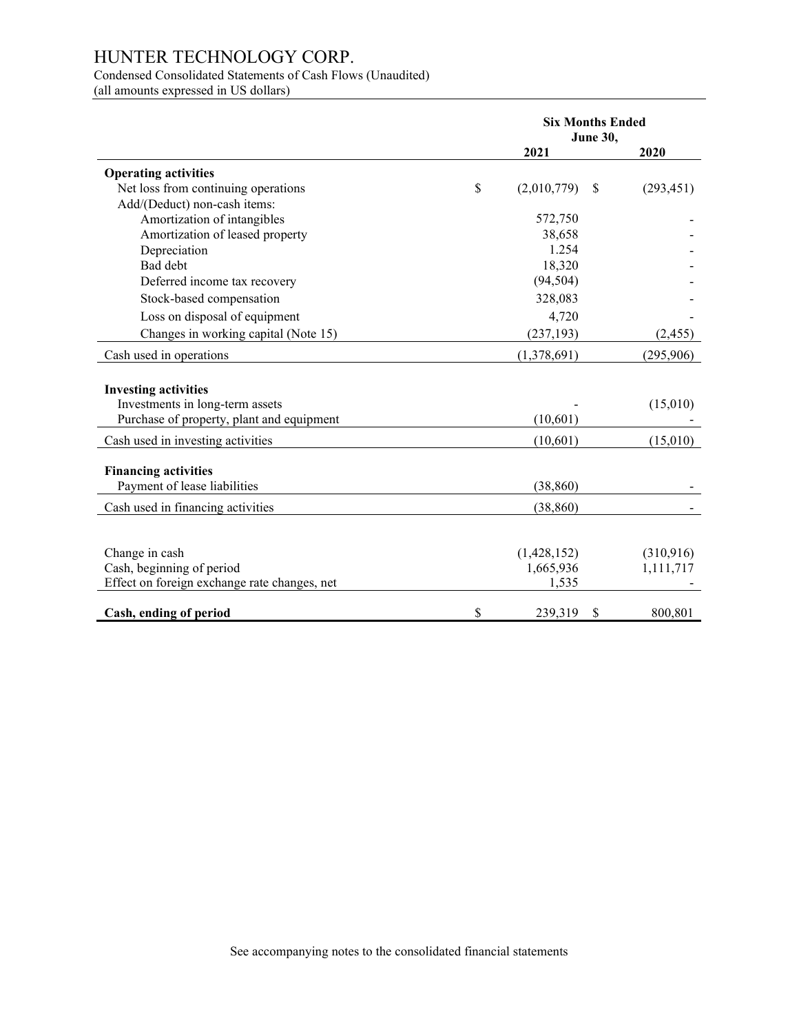# HUNTER TECHNOLOGY CORP.

Condensed Consolidated Statements of Cash Flows (Unaudited)
(all amounts expressed in US dollars)

| | Six Months Ended June 30, 2021 | Six Months Ended June 30, 2020 |
|---|---|---|
| **Operating activities** | | |
| Net loss from continuing operations | $ (2,010,779) | $ (293,451) |
| Add/(Deduct) non-cash items: | | |
| Amortization of intangibles | 572,750 | - |
| Amortization of leased property | 38,658 | - |
| Depreciation | 1.254 | - |
| Bad debt | 18,320 | - |
| Deferred income tax recovery | (94,504) | - |
| Stock-based compensation | 328,083 | - |
| Loss on disposal of equipment | 4,720 | - |
| Changes in working capital (Note 15) | (237,193) | (2,455) |
| Cash used in operations | (1,378,691) | (295,906) |
| **Investing activities** | | |
| Investments in long-term assets | - | (15,010) |
| Purchase of property, plant and equipment | (10,601) | - |
| Cash used in investing activities | (10,601) | (15,010) |
| **Financing activities** | | |
| Payment of lease liabilities | (38,860) | - |
| Cash used in financing activities | (38,860) | - |
| Change in cash | (1,428,152) | (310,916) |
| Cash, beginning of period | 1,665,936 | 1,111,717 |
| Effect on foreign exchange rate changes, net | 1,535 | - |
| **Cash, ending of period** | $ 239,319 | $ 800,801 |

See accompanying notes to the consolidated financial statements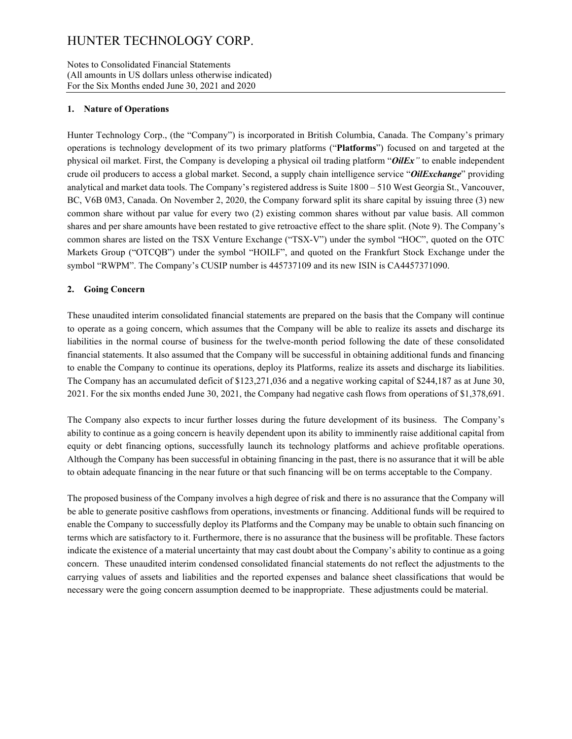## 1. Nature of Operations

Hunter Technology Corp., (the "Company") is incorporated in British Columbia, Canada. The Company's primary operations is technology development of its two primary platforms ("**Platforms**") focused on and targeted at the physical oil market. First, the Company is developing a physical oil trading platform "***OilEx***" to enable independent crude oil producers to access a global market. Second, a supply chain intelligence service "***OilExchange***" providing analytical and market data tools. The Company's registered address is Suite 1800 – 510 West Georgia St., Vancouver, BC, V6B 0M3, Canada. On November 2, 2020, the Company forward split its share capital by issuing three (3) new common share without par value for every two (2) existing common shares without par value basis. All common shares and per share amounts have been restated to give retroactive effect to the share split. (Note 9). The Company's common shares are listed on the TSX Venture Exchange ("TSX-V") under the symbol "HOC", quoted on the OTC Markets Group ("OTCQB") under the symbol "HOILF", and quoted on the Frankfurt Stock Exchange under the symbol "RWPM". The Company's CUSIP number is 445737109 and its new ISIN is CA4457371090.

## 2. Going Concern

These unaudited interim consolidated financial statements are prepared on the basis that the Company will continue to operate as a going concern, which assumes that the Company will be able to realize its assets and discharge its liabilities in the normal course of business for the twelve-month period following the date of these consolidated financial statements. It also assumed that the Company will be successful in obtaining additional funds and financing to enable the Company to continue its operations, deploy its Platforms, realize its assets and discharge its liabilities. The Company has an accumulated deficit of $123,271,036 and a negative working capital of $244,187 as at June 30, 2021. For the six months ended June 30, 2021, the Company had negative cash flows from operations of $1,378,691.

The Company also expects to incur further losses during the future development of its business. The Company's ability to continue as a going concern is heavily dependent upon its ability to imminently raise additional capital from equity or debt financing options, successfully launch its technology platforms and achieve profitable operations. Although the Company has been successful in obtaining financing in the past, there is no assurance that it will be able to obtain adequate financing in the near future or that such financing will be on terms acceptable to the Company.

The proposed business of the Company involves a high degree of risk and there is no assurance that the Company will be able to generate positive cashflows from operations, investments or financing. Additional funds will be required to enable the Company to successfully deploy its Platforms and the Company may be unable to obtain such financing on terms which are satisfactory to it. Furthermore, there is no assurance that the business will be profitable. These factors indicate the existence of a material uncertainty that may cast doubt about the Company's ability to continue as a going concern. These unaudited interim condensed consolidated financial statements do not reflect the adjustments to the carrying values of assets and liabilities and the reported expenses and balance sheet classifications that would be necessary were the going concern assumption deemed to be inappropriate. These adjustments could be material.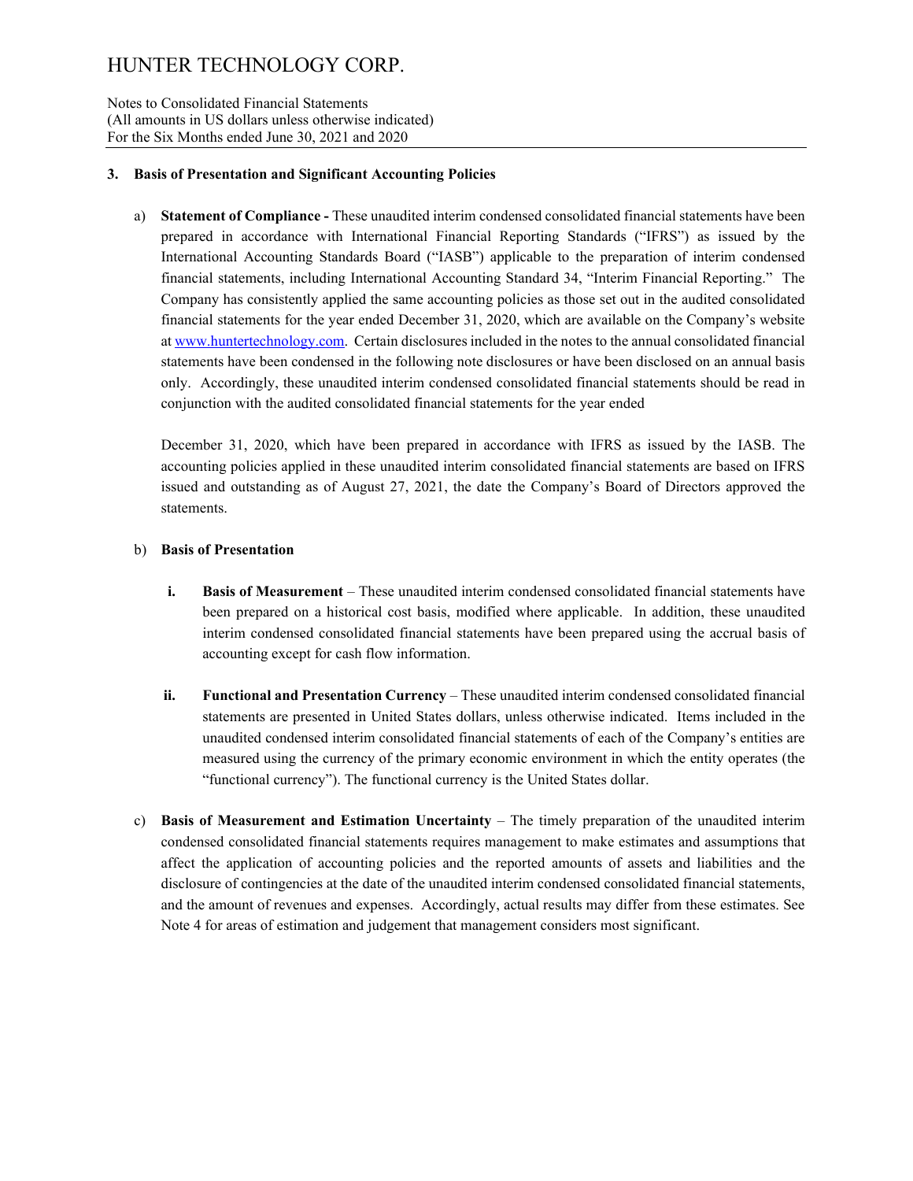### 3. Basis of Presentation and Significant Accounting Policies

a) **Statement of Compliance -** These unaudited interim condensed consolidated financial statements have been prepared in accordance with International Financial Reporting Standards ("IFRS") as issued by the International Accounting Standards Board ("IASB") applicable to the preparation of interim condensed financial statements, including International Accounting Standard 34, "Interim Financial Reporting." The Company has consistently applied the same accounting policies as those set out in the audited consolidated financial statements for the year ended December 31, 2020, which are available on the Company's website at www.huntertechnology.com. Certain disclosures included in the notes to the annual consolidated financial statements have been condensed in the following note disclosures or have been disclosed on an annual basis only. Accordingly, these unaudited interim condensed consolidated financial statements should be read in conjunction with the audited consolidated financial statements for the year ended

December 31, 2020, which have been prepared in accordance with IFRS as issued by the IASB. The accounting policies applied in these unaudited interim consolidated financial statements are based on IFRS issued and outstanding as of August 27, 2021, the date the Company's Board of Directors approved the statements.

b) **Basis of Presentation**

   **i. Basis of Measurement** – These unaudited interim condensed consolidated financial statements have been prepared on a historical cost basis, modified where applicable. In addition, these unaudited interim condensed consolidated financial statements have been prepared using the accrual basis of accounting except for cash flow information.

   **ii. Functional and Presentation Currency** – These unaudited interim condensed consolidated financial statements are presented in United States dollars, unless otherwise indicated. Items included in the unaudited condensed interim consolidated financial statements of each of the Company's entities are measured using the currency of the primary economic environment in which the entity operates (the "functional currency"). The functional currency is the United States dollar.

c) **Basis of Measurement and Estimation Uncertainty** – The timely preparation of the unaudited interim condensed consolidated financial statements requires management to make estimates and assumptions that affect the application of accounting policies and the reported amounts of assets and liabilities and the disclosure of contingencies at the date of the unaudited interim condensed consolidated financial statements, and the amount of revenues and expenses. Accordingly, actual results may differ from these estimates. See Note 4 for areas of estimation and judgement that management considers most significant.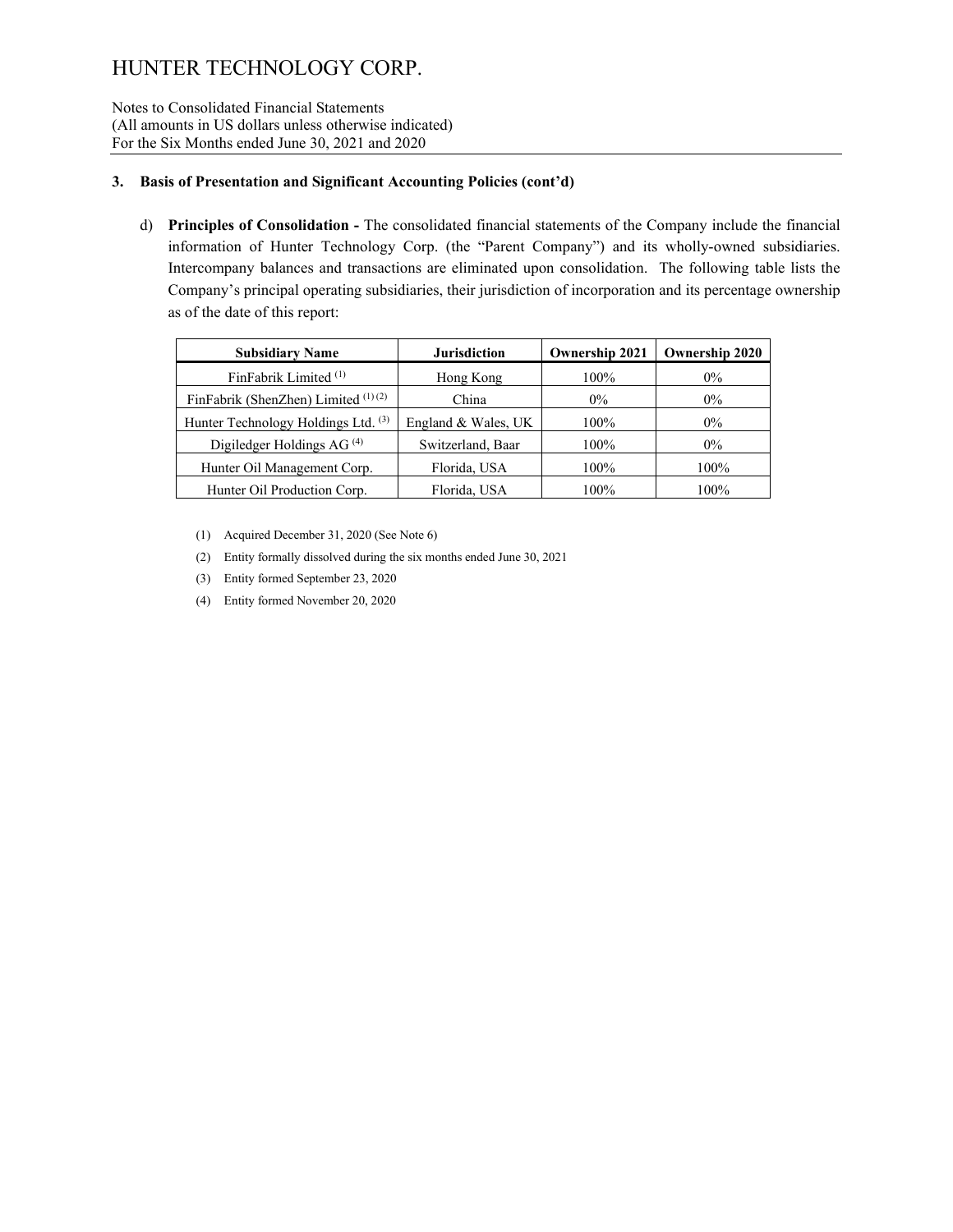### 3. Basis of Presentation and Significant Accounting Policies (cont'd)

d) **Principles of Consolidation -** The consolidated financial statements of the Company include the financial information of Hunter Technology Corp. (the "Parent Company") and its wholly-owned subsidiaries. Intercompany balances and transactions are eliminated upon consolidation. The following table lists the Company's principal operating subsidiaries, their jurisdiction of incorporation and its percentage ownership as of the date of this report:

| Subsidiary Name | Jurisdiction | Ownership 2021 | Ownership 2020 |
|---|---|---|---|
| FinFabrik Limited (1) | Hong Kong | 100% | 0% |
| FinFabrik (ShenZhen) Limited (1) (2) | China | 0% | 0% |
| Hunter Technology Holdings Ltd. (3) | England & Wales, UK | 100% | 0% |
| Digiledger Holdings AG (4) | Switzerland, Baar | 100% | 0% |
| Hunter Oil Management Corp. | Florida, USA | 100% | 100% |
| Hunter Oil Production Corp. | Florida, USA | 100% | 100% |

(1) Acquired December 31, 2020 (See Note 6)

(2) Entity formally dissolved during the six months ended June 30, 2021

(3) Entity formed September 23, 2020

(4) Entity formed November 20, 2020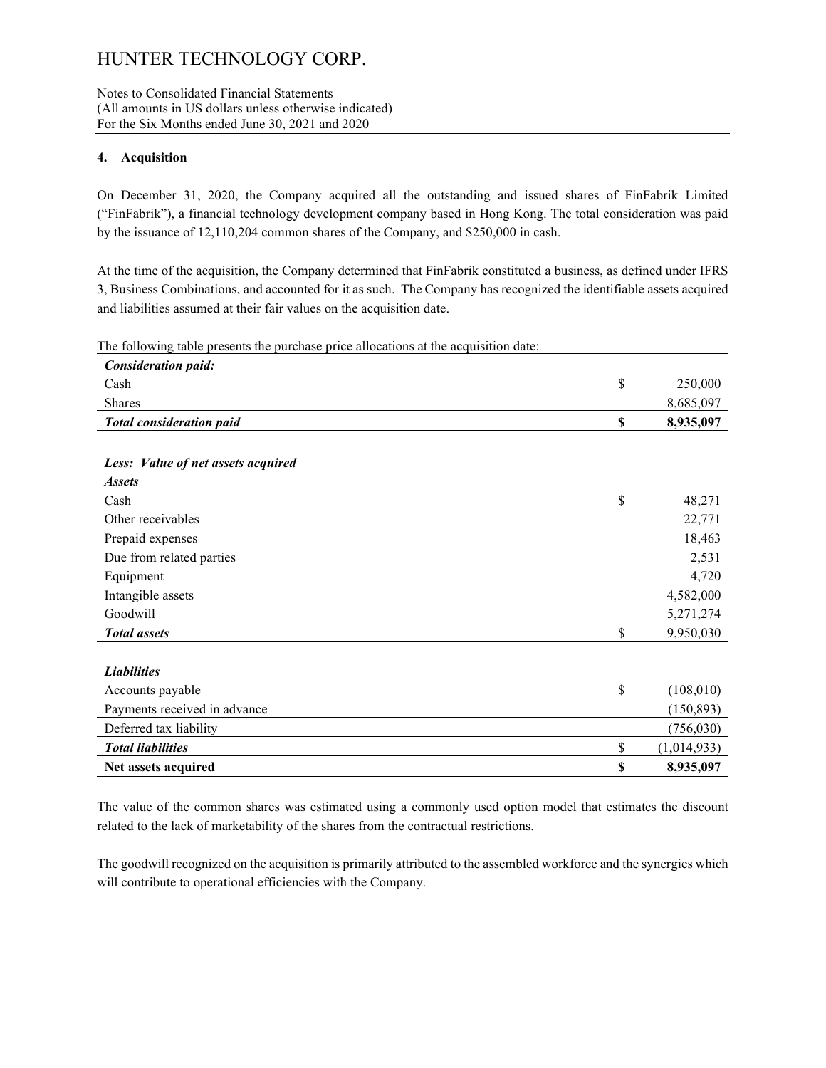## 4. Acquisition

On December 31, 2020, the Company acquired all the outstanding and issued shares of FinFabrik Limited ("FinFabrik"), a financial technology development company based in Hong Kong. The total consideration was paid by the issuance of 12,110,204 common shares of the Company, and $250,000 in cash.

At the time of the acquisition, the Company determined that FinFabrik constituted a business, as defined under IFRS 3, Business Combinations, and accounted for it as such. The Company has recognized the identifiable assets acquired and liabilities assumed at their fair values on the acquisition date.

The following table presents the purchase price allocations at the acquisition date:

| | | |
|---|---|---|
| ***Consideration paid:*** | | |
| Cash | $ | 250,000 |
| Shares | | 8,685,097 |
| ***Total consideration paid*** | **$** | **8,935,097** |
| | | |
| ***Less: Value of net assets acquired*** | | |
| ***Assets*** | | |
| Cash | $ | 48,271 |
| Other receivables | | 22,771 |
| Prepaid expenses | | 18,463 |
| Due from related parties | | 2,531 |
| Equipment | | 4,720 |
| Intangible assets | | 4,582,000 |
| Goodwill | | 5,271,274 |
| ***Total assets*** | $ | 9,950,030 |
| | | |
| ***Liabilities*** | | |
| Accounts payable | $ | (108,010) |
| Payments received in advance | | (150,893) |
| Deferred tax liability | | (756,030) |
| ***Total liabilities*** | $ | (1,014,933) |
| **Net assets acquired** | **$** | **8,935,097** |

The value of the common shares was estimated using a commonly used option model that estimates the discount related to the lack of marketability of the shares from the contractual restrictions.

The goodwill recognized on the acquisition is primarily attributed to the assembled workforce and the synergies which will contribute to operational efficiencies with the Company.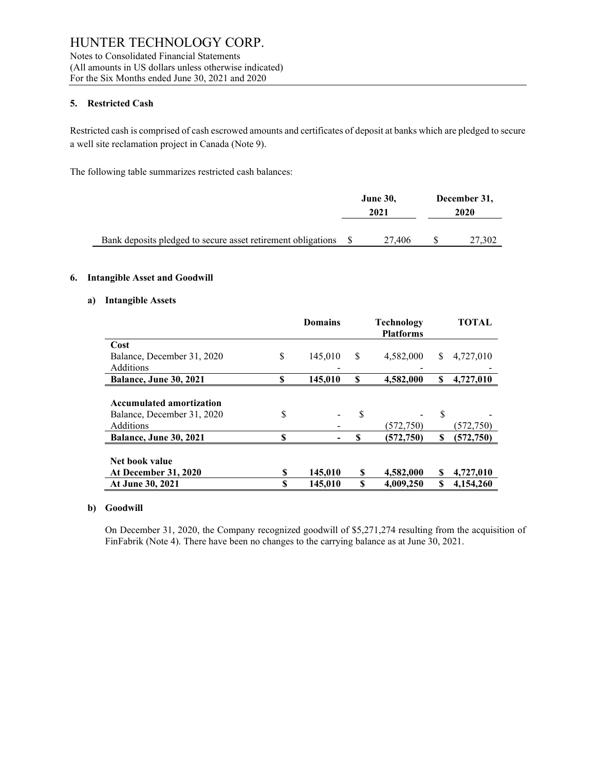## 5. Restricted Cash

Restricted cash is comprised of cash escrowed amounts and certificates of deposit at banks which are pledged to secure a well site reclamation project in Canada (Note 9).

The following table summarizes restricted cash balances:

| | June 30, 2021 | December 31, 2020 |
|---|---|---|
| Bank deposits pledged to secure asset retirement obligations | $ 27,406 | $ 27,302 |

## 6. Intangible Asset and Goodwill

### a) Intangible Assets

| | Domains | Technology Platforms | TOTAL |
|---|---|---|---|
| **Cost** | | | |
| Balance, December 31, 2020 | $ 145,010 | $ 4,582,000 | $ 4,727,010 |
| Additions | - | - | - |
| **Balance, June 30, 2021** | **$ 145,010** | **$ 4,582,000** | **$ 4,727,010** |
| **Accumulated amortization** | | | |
| Balance, December 31, 2020 | $ - | $ - | $ - |
| Additions | - | (572,750) | (572,750) |
| **Balance, June 30, 2021** | **$ -** | **$ (572,750)** | **$ (572,750)** |
| **Net book value** | | | |
| **At December 31, 2020** | **$ 145,010** | **$ 4,582,000** | **$ 4,727,010** |
| **At June 30, 2021** | **$ 145,010** | **$ 4,009,250** | **$ 4,154,260** |

### b) Goodwill

On December 31, 2020, the Company recognized goodwill of $5,271,274 resulting from the acquisition of FinFabrik (Note 4). There have been no changes to the carrying balance as at June 30, 2021.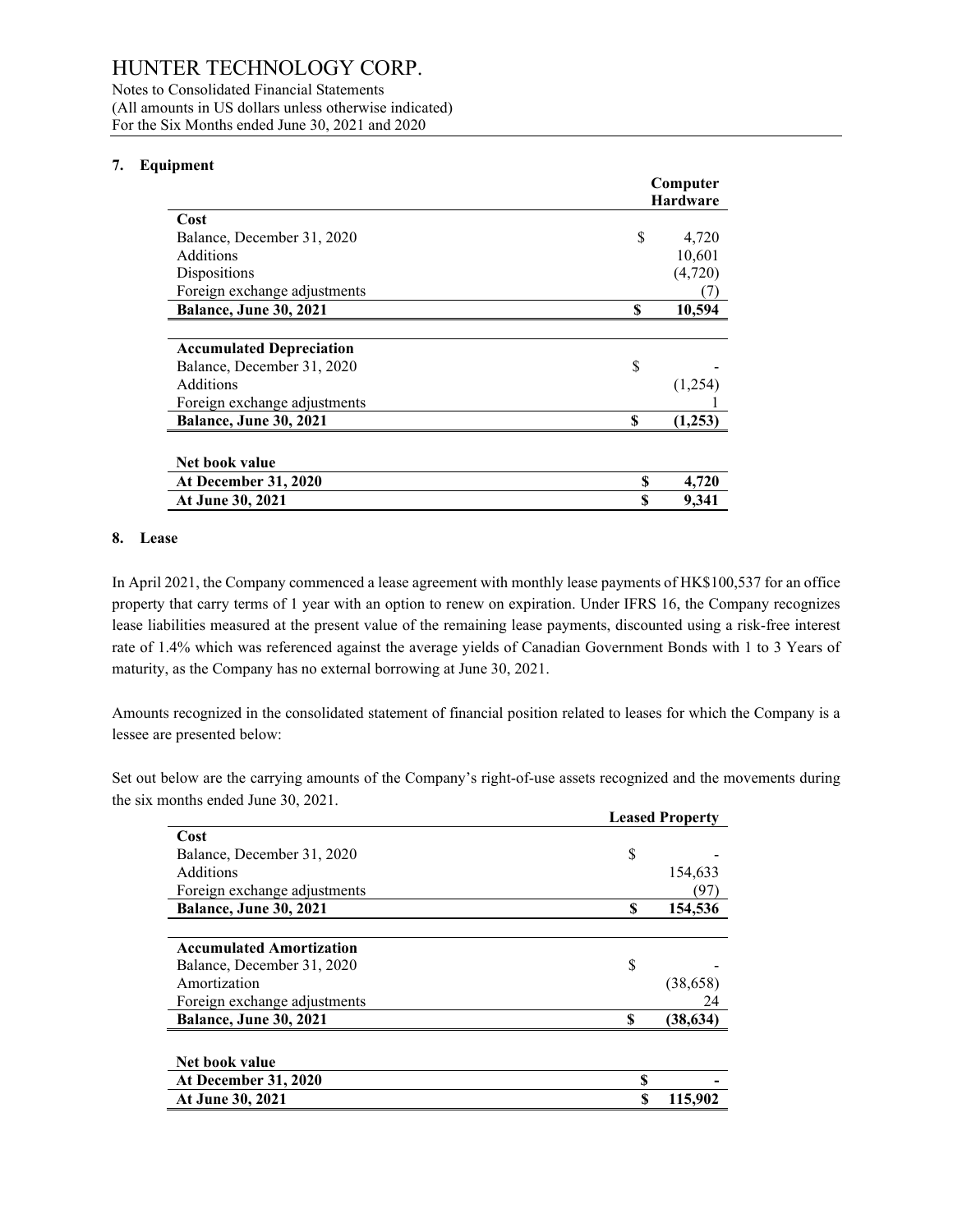## 7. Equipment

| | | Computer Hardware |
|---|---|---|
| **Cost** | | |
| Balance, December 31, 2020 | $ | 4,720 |
| Additions | | 10,601 |
| Dispositions | | (4,720) |
| Foreign exchange adjustments | | (7) |
| **Balance, June 30, 2021** | **$** | **10,594** |
| | | |
| **Accumulated Depreciation** | | |
| Balance, December 31, 2020 | $ | - |
| Additions | | (1,254) |
| Foreign exchange adjustments | | 1 |
| **Balance, June 30, 2021** | **$** | **(1,253)** |
| | | |
| **Net book value** | | |
| **At December 31, 2020** | **$** | **4,720** |
| **At June 30, 2021** | **$** | **9,341** |

## 8. Lease

In April 2021, the Company commenced a lease agreement with monthly lease payments of HK$100,537 for an office property that carry terms of 1 year with an option to renew on expiration. Under IFRS 16, the Company recognizes lease liabilities measured at the present value of the remaining lease payments, discounted using a risk-free interest rate of 1.4% which was referenced against the average yields of Canadian Government Bonds with 1 to 3 Years of maturity, as the Company has no external borrowing at June 30, 2021.

Amounts recognized in the consolidated statement of financial position related to leases for which the Company is a lessee are presented below:

Set out below are the carrying amounts of the Company's right-of-use assets recognized and the movements during the six months ended June 30, 2021.

| | | Leased Property |
|---|---|---|
| **Cost** | | |
| Balance, December 31, 2020 | $ | - |
| Additions | | 154,633 |
| Foreign exchange adjustments | | (97) |
| **Balance, June 30, 2021** | **$** | **154,536** |
| | | |
| **Accumulated Amortization** | | |
| Balance, December 31, 2020 | $ | - |
| Amortization | | (38,658) |
| Foreign exchange adjustments | | 24 |
| **Balance, June 30, 2021** | **$** | **(38,634)** |
| | | |
| **Net book value** | | |
| **At December 31, 2020** | **$** | **-** |
| **At June 30, 2021** | **$** | **115,902** |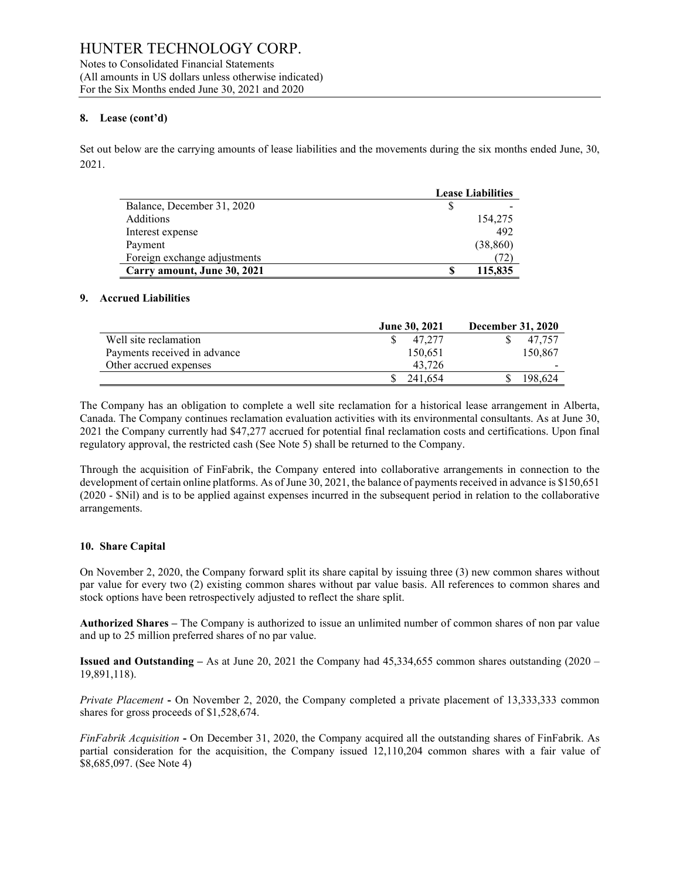### 8. Lease (cont'd)

Set out below are the carrying amounts of lease liabilities and the movements during the six months ended June, 30, 2021.

| | Lease Liabilities |
|---|---|
| Balance, December 31, 2020 | $ - |
| Additions | 154,275 |
| Interest expense | 492 |
| Payment | (38,860) |
| Foreign exchange adjustments | (72) |
| **Carry amount, June 30, 2021** | **$ 115,835** |

### 9. Accrued Liabilities

| | June 30, 2021 | December 31, 2020 |
|---|---|---|
| Well site reclamation | $ 47,277 | $ 47,757 |
| Payments received in advance | 150,651 | 150,867 |
| Other accrued expenses | 43,726 | - |
| | $ 241,654 | $ 198,624 |

The Company has an obligation to complete a well site reclamation for a historical lease arrangement in Alberta, Canada. The Company continues reclamation evaluation activities with its environmental consultants. As at June 30, 2021 the Company currently had $47,277 accrued for potential final reclamation costs and certifications. Upon final regulatory approval, the restricted cash (See Note 5) shall be returned to the Company.

Through the acquisition of FinFabrik, the Company entered into collaborative arrangements in connection to the development of certain online platforms. As of June 30, 2021, the balance of payments received in advance is $150,651 (2020 - $Nil) and is to be applied against expenses incurred in the subsequent period in relation to the collaborative arrangements.

### 10. Share Capital

On November 2, 2020, the Company forward split its share capital by issuing three (3) new common shares without par value for every two (2) existing common shares without par value basis. All references to common shares and stock options have been retrospectively adjusted to reflect the share split.

**Authorized Shares –** The Company is authorized to issue an unlimited number of common shares of non par value and up to 25 million preferred shares of no par value.

**Issued and Outstanding –** As at June 20, 2021 the Company had 45,334,655 common shares outstanding (2020 – 19,891,118).

*Private Placement* **-** On November 2, 2020, the Company completed a private placement of 13,333,333 common shares for gross proceeds of $1,528,674.

*FinFabrik Acquisition* **-** On December 31, 2020, the Company acquired all the outstanding shares of FinFabrik. As partial consideration for the acquisition, the Company issued 12,110,204 common shares with a fair value of $8,685,097. (See Note 4)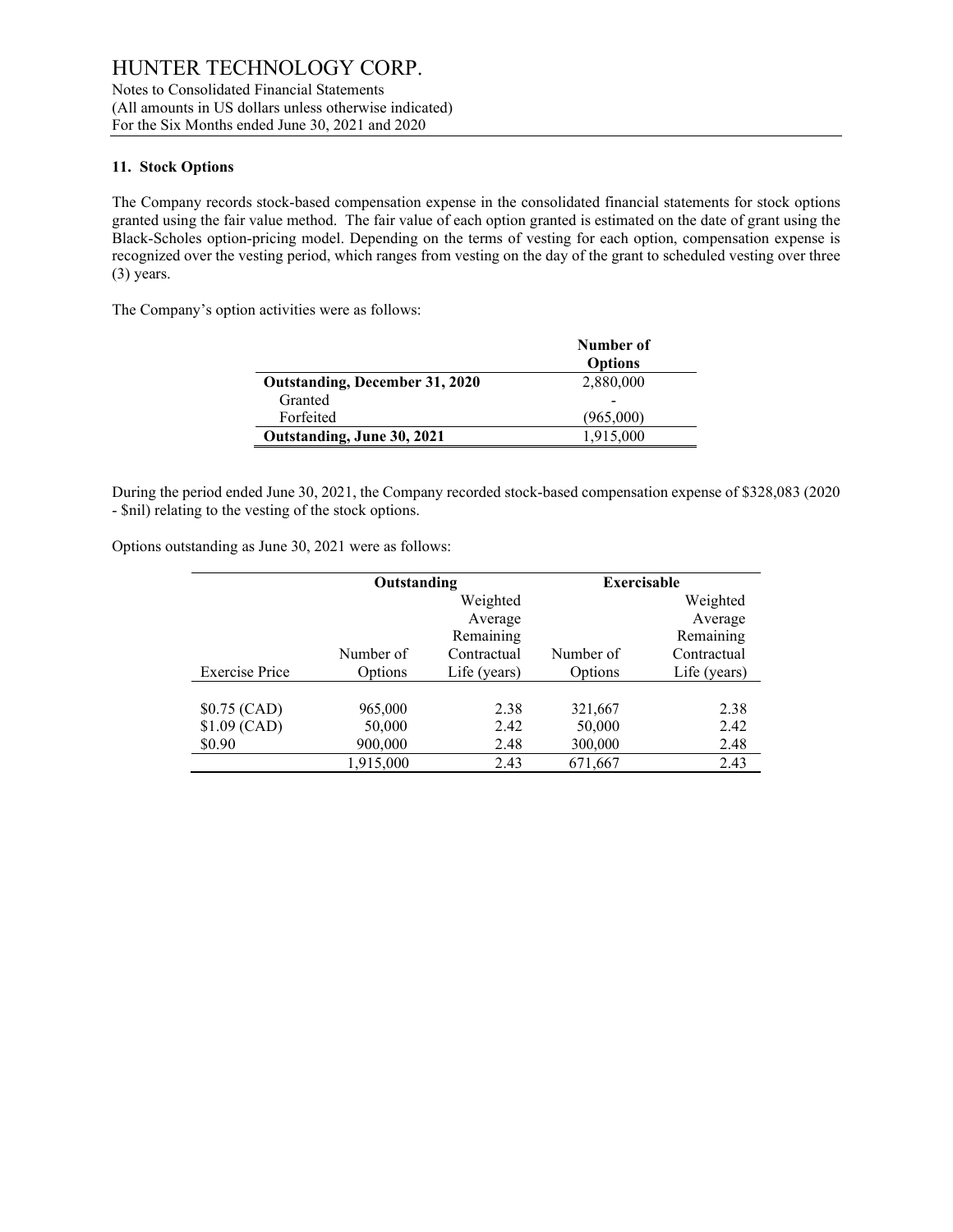## 11. Stock Options

The Company records stock-based compensation expense in the consolidated financial statements for stock options granted using the fair value method. The fair value of each option granted is estimated on the date of grant using the Black-Scholes option-pricing model. Depending on the terms of vesting for each option, compensation expense is recognized over the vesting period, which ranges from vesting on the day of the grant to scheduled vesting over three (3) years.

The Company's option activities were as follows:

| | Number of Options |
|---|---|
| **Outstanding, December 31, 2020** | 2,880,000 |
| Granted | - |
| Forfeited | (965,000) |
| **Outstanding, June 30, 2021** | 1,915,000 |

During the period ended June 30, 2021, the Company recorded stock-based compensation expense of $328,083 (2020 - $nil) relating to the vesting of the stock options.

Options outstanding as June 30, 2021 were as follows:

| | Outstanding | | Exercisable | |
|---|---|---|---|---|
| Exercise Price | Number of Options | Weighted Average Remaining Contractual Life (years) | Number of Options | Weighted Average Remaining Contractual Life (years) |
| $0.75 (CAD) | 965,000 | 2.38 | 321,667 | 2.38 |
| $1.09 (CAD) | 50,000 | 2.42 | 50,000 | 2.42 |
| $0.90 | 900,000 | 2.48 | 300,000 | 2.48 |
| | 1,915,000 | 2.43 | 671,667 | 2.43 |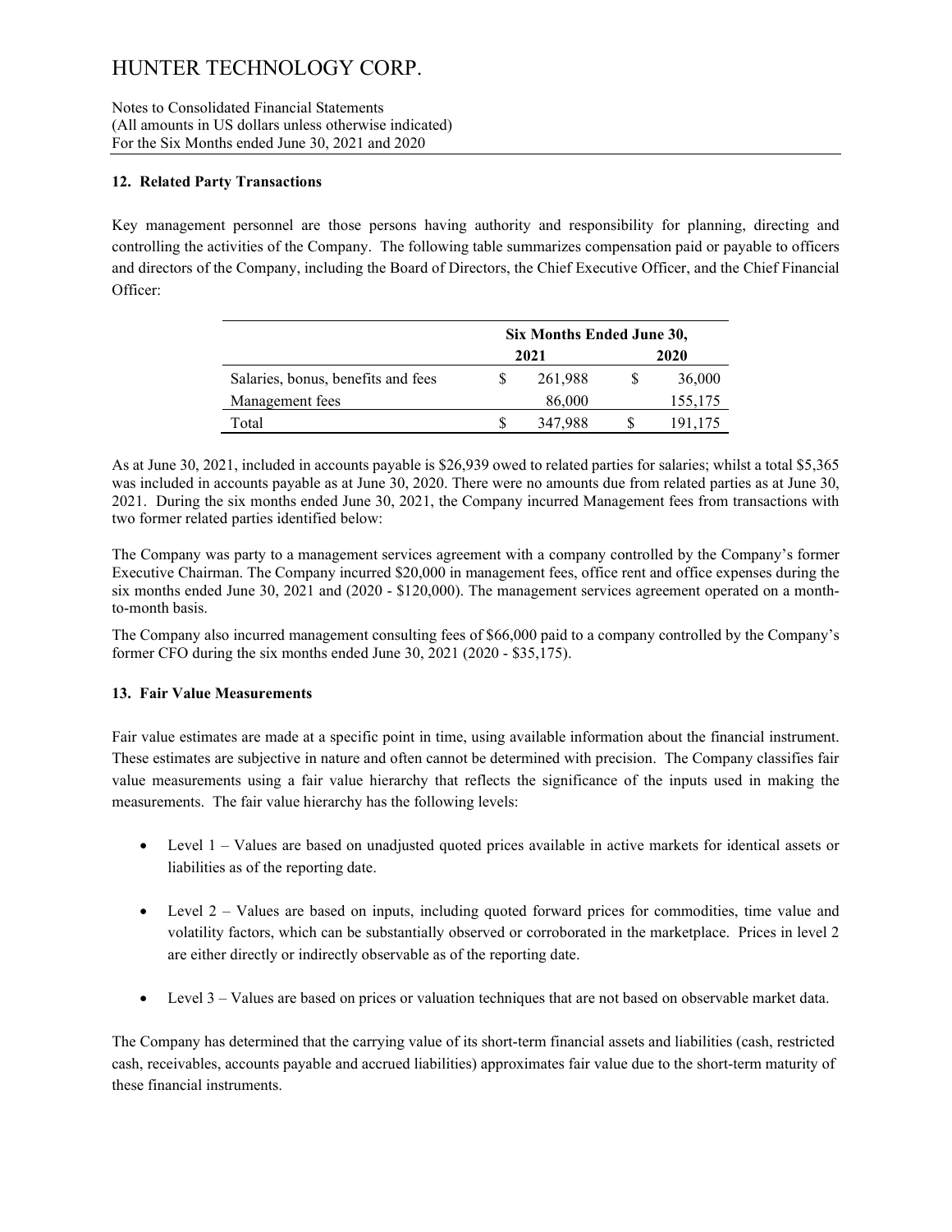# HUNTER TECHNOLOGY CORP.

Notes to Consolidated Financial Statements
(All amounts in US dollars unless otherwise indicated)
For the Six Months ended June 30, 2021 and 2020

### 12. Related Party Transactions

Key management personnel are those persons having authority and responsibility for planning, directing and controlling the activities of the Company. The following table summarizes compensation paid or payable to officers and directors of the Company, including the Board of Directors, the Chief Executive Officer, and the Chief Financial Officer:

| | Six Months Ended June 30, | |
|---|---|---|
| | 2021 | 2020 |
| Salaries, bonus, benefits and fees | $ 261,988 | $ 36,000 |
| Management fees | 86,000 | 155,175 |
| Total | $ 347,988 | $ 191,175 |

As at June 30, 2021, included in accounts payable is $26,939 owed to related parties for salaries; whilst a total $5,365 was included in accounts payable as at June 30, 2020. There were no amounts due from related parties as at June 30, 2021. During the six months ended June 30, 2021, the Company incurred Management fees from transactions with two former related parties identified below:

The Company was party to a management services agreement with a company controlled by the Company's former Executive Chairman. The Company incurred $20,000 in management fees, office rent and office expenses during the six months ended June 30, 2021 and (2020 - $120,000). The management services agreement operated on a month-to-month basis.

The Company also incurred management consulting fees of $66,000 paid to a company controlled by the Company's former CFO during the six months ended June 30, 2021 (2020 - $35,175).

### 13. Fair Value Measurements

Fair value estimates are made at a specific point in time, using available information about the financial instrument. These estimates are subjective in nature and often cannot be determined with precision. The Company classifies fair value measurements using a fair value hierarchy that reflects the significance of the inputs used in making the measurements. The fair value hierarchy has the following levels:

- Level 1 – Values are based on unadjusted quoted prices available in active markets for identical assets or liabilities as of the reporting date.
- Level 2 – Values are based on inputs, including quoted forward prices for commodities, time value and volatility factors, which can be substantially observed or corroborated in the marketplace. Prices in level 2 are either directly or indirectly observable as of the reporting date.
- Level 3 – Values are based on prices or valuation techniques that are not based on observable market data.

The Company has determined that the carrying value of its short-term financial assets and liabilities (cash, restricted cash, receivables, accounts payable and accrued liabilities) approximates fair value due to the short-term maturity of these financial instruments.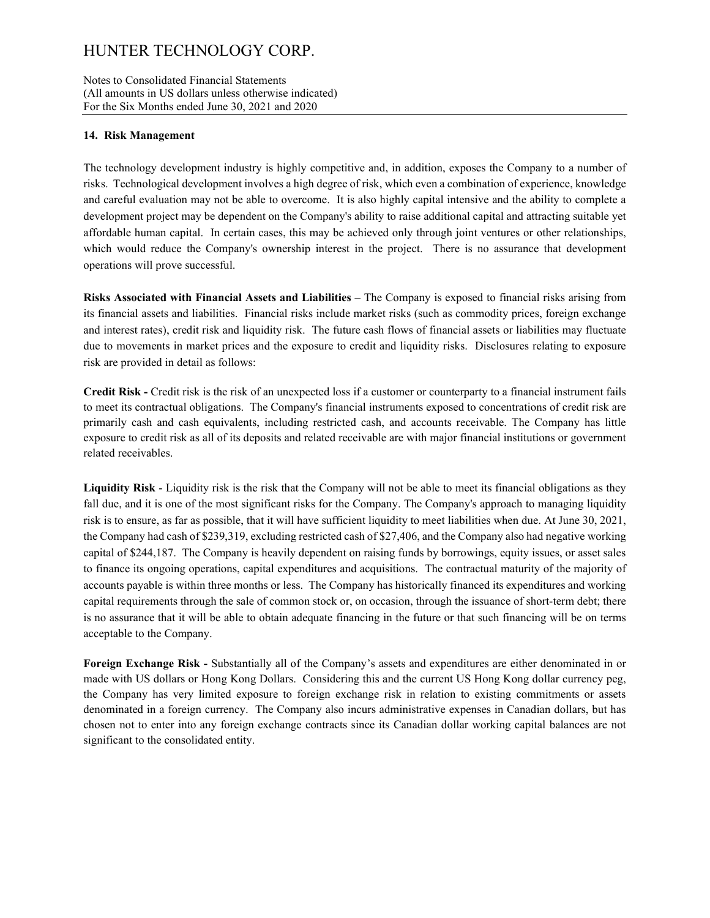# HUNTER TECHNOLOGY CORP.

Notes to Consolidated Financial Statements
(All amounts in US dollars unless otherwise indicated)
For the Six Months ended June 30, 2021 and 2020

## 14. Risk Management

The technology development industry is highly competitive and, in addition, exposes the Company to a number of risks. Technological development involves a high degree of risk, which even a combination of experience, knowledge and careful evaluation may not be able to overcome. It is also highly capital intensive and the ability to complete a development project may be dependent on the Company's ability to raise additional capital and attracting suitable yet affordable human capital. In certain cases, this may be achieved only through joint ventures or other relationships, which would reduce the Company's ownership interest in the project. There is no assurance that development operations will prove successful.

**Risks Associated with Financial Assets and Liabilities** – The Company is exposed to financial risks arising from its financial assets and liabilities. Financial risks include market risks (such as commodity prices, foreign exchange and interest rates), credit risk and liquidity risk. The future cash flows of financial assets or liabilities may fluctuate due to movements in market prices and the exposure to credit and liquidity risks. Disclosures relating to exposure risk are provided in detail as follows:

**Credit Risk -** Credit risk is the risk of an unexpected loss if a customer or counterparty to a financial instrument fails to meet its contractual obligations. The Company's financial instruments exposed to concentrations of credit risk are primarily cash and cash equivalents, including restricted cash, and accounts receivable. The Company has little exposure to credit risk as all of its deposits and related receivable are with major financial institutions or government related receivables.

**Liquidity Risk** - Liquidity risk is the risk that the Company will not be able to meet its financial obligations as they fall due, and it is one of the most significant risks for the Company. The Company's approach to managing liquidity risk is to ensure, as far as possible, that it will have sufficient liquidity to meet liabilities when due. At June 30, 2021, the Company had cash of $239,319, excluding restricted cash of $27,406, and the Company also had negative working capital of $244,187. The Company is heavily dependent on raising funds by borrowings, equity issues, or asset sales to finance its ongoing operations, capital expenditures and acquisitions. The contractual maturity of the majority of accounts payable is within three months or less. The Company has historically financed its expenditures and working capital requirements through the sale of common stock or, on occasion, through the issuance of short-term debt; there is no assurance that it will be able to obtain adequate financing in the future or that such financing will be on terms acceptable to the Company.

**Foreign Exchange Risk -** Substantially all of the Company's assets and expenditures are either denominated in or made with US dollars or Hong Kong Dollars. Considering this and the current US Hong Kong dollar currency peg, the Company has very limited exposure to foreign exchange risk in relation to existing commitments or assets denominated in a foreign currency. The Company also incurs administrative expenses in Canadian dollars, but has chosen not to enter into any foreign exchange contracts since its Canadian dollar working capital balances are not significant to the consolidated entity.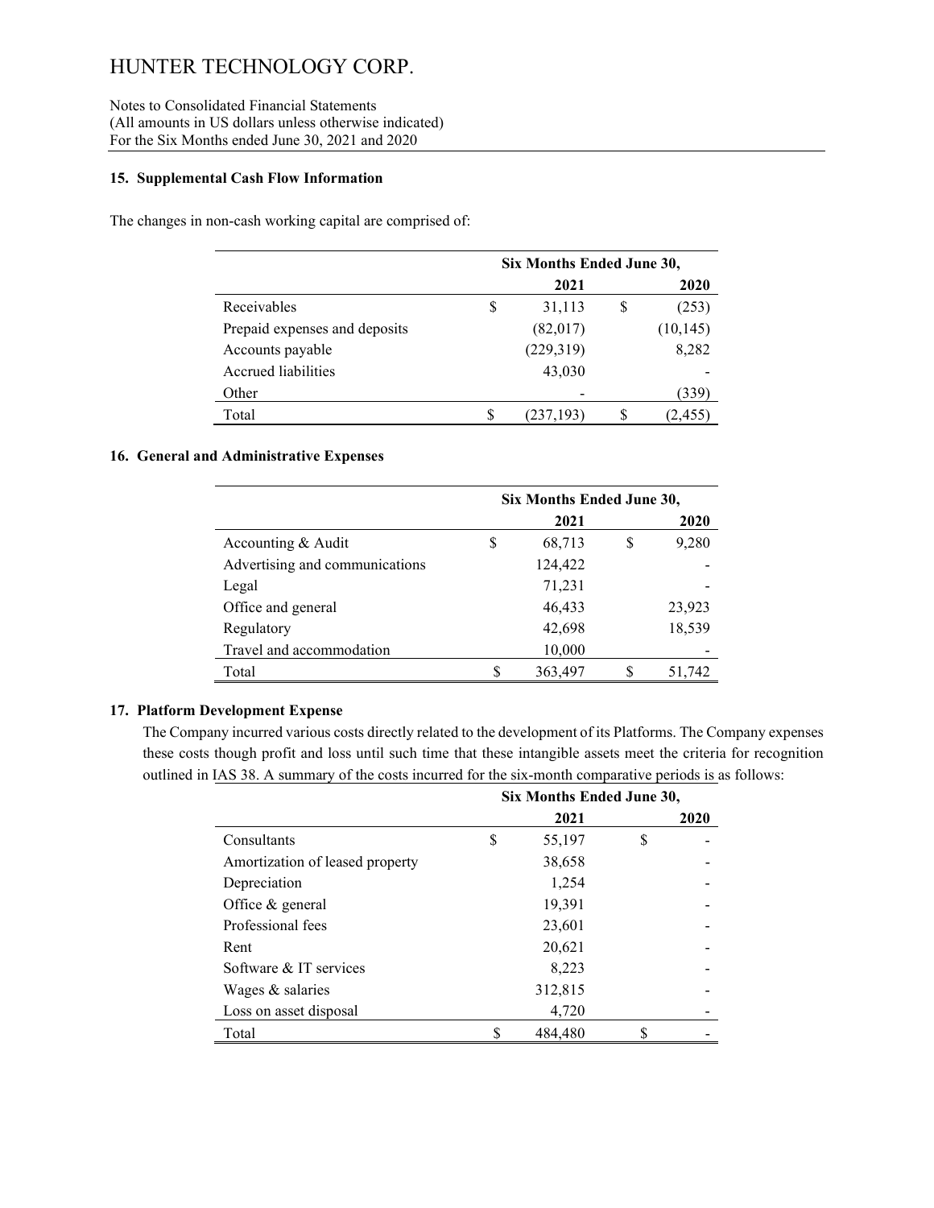# HUNTER TECHNOLOGY CORP.

Notes to Consolidated Financial Statements
(All amounts in US dollars unless otherwise indicated)
For the Six Months ended June 30, 2021 and 2020

### 15. Supplemental Cash Flow Information

The changes in non-cash working capital are comprised of:

| | Six Months Ended June 30, | |
|---|---|---|
| | 2021 | 2020 |
| Receivables | $ 31,113 | $ (253) |
| Prepaid expenses and deposits | (82,017) | (10,145) |
| Accounts payable | (229,319) | 8,282 |
| Accrued liabilities | 43,030 | - |
| Other | - | (339) |
| Total | $ (237,193) | $ (2,455) |

### 16. General and Administrative Expenses

| | Six Months Ended June 30, | |
|---|---|---|
| | 2021 | 2020 |
| Accounting & Audit | $ 68,713 | $ 9,280 |
| Advertising and communications | 124,422 | - |
| Legal | 71,231 | - |
| Office and general | 46,433 | 23,923 |
| Regulatory | 42,698 | 18,539 |
| Travel and accommodation | 10,000 | - |
| Total | $ 363,497 | $ 51,742 |

### 17. Platform Development Expense

The Company incurred various costs directly related to the development of its Platforms. The Company expenses these costs though profit and loss until such time that these intangible assets meet the criteria for recognition outlined in IAS 38. A summary of the costs incurred for the six-month comparative periods is as follows:

| | Six Months Ended June 30, | |
|---|---|---|
| | 2021 | 2020 |
| Consultants | $ 55,197 | $ - |
| Amortization of leased property | 38,658 | - |
| Depreciation | 1,254 | - |
| Office & general | 19,391 | - |
| Professional fees | 23,601 | - |
| Rent | 20,621 | - |
| Software & IT services | 8,223 | - |
| Wages & salaries | 312,815 | - |
| Loss on asset disposal | 4,720 | - |
| Total | $ 484,480 | $ - |